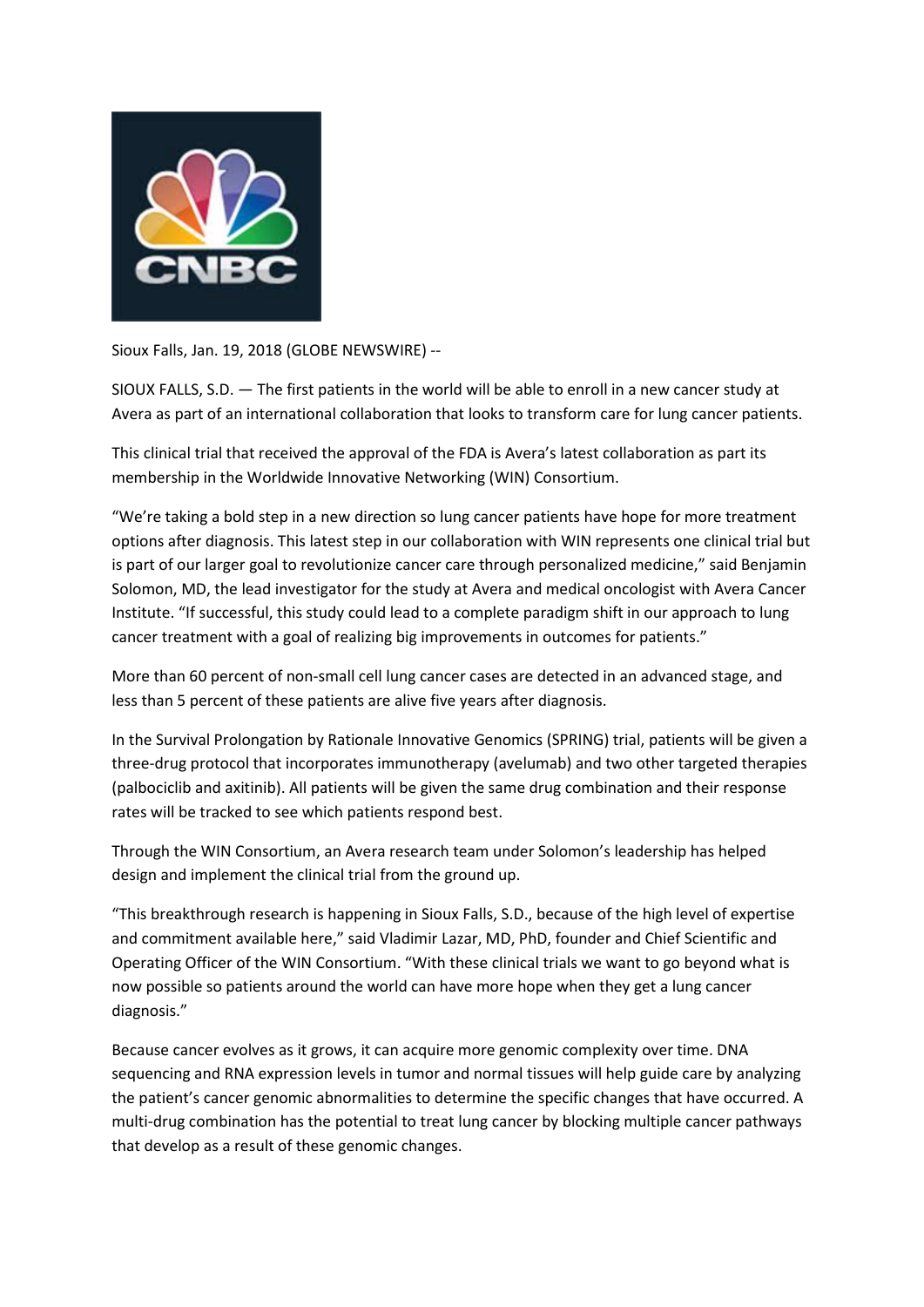Sioux Falls, Jan. 19, 2018 (GLOBE NEWSWIRE) --

SIOUX FALLS, S.D. — The first patients in the world will be able to enroll in a new cancer study at Avera as part of an international collaboration that looks to transform care for lung cancer patients.

This clinical trial that received the approval of the FDA is Avera's latest collaboration as part its membership in the Worldwide Innovative Networking (WIN) Consortium.

"We're taking a bold step in a new direction so lung cancer patients have hope for more treatment options after diagnosis. This latest step in our collaboration with WIN represents one clinical trial but is part of our larger goal to revolutionize cancer care through personalized medicine," said Benjamin Solomon, MD, the lead investigator for the study at Avera and medical oncologist with Avera Cancer Institute. "If successful, this study could lead to a complete paradigm shift in our approach to lung cancer treatment with a goal of realizing big improvements in outcomes for patients."

More than 60 percent of non-small cell lung cancer cases are detected in an advanced stage, and less than 5 percent of these patients are alive five years after diagnosis.

In the Survival Prolongation by Rationale Innovative Genomics (SPRING) trial, patients will be given a three-drug protocol that incorporates immunotherapy (avelumab) and two other targeted therapies (palbociclib and axitinib). All patients will be given the same drug combination and their response rates will be tracked to see which patients respond best.

Through the WIN Consortium, an Avera research team under Solomon's leadership has helped design and implement the clinical trial from the ground up.

"This breakthrough research is happening in Sioux Falls, S.D., because of the high level of expertise and commitment available here," said Vladimir Lazar, MD, PhD, founder and Chief Scientific and Operating Officer of the WIN Consortium. "With these clinical trials we want to go beyond what is now possible so patients around the world can have more hope when they get a lung cancer diagnosis."

Because cancer evolves as it grows, it can acquire more genomic complexity over time. DNA sequencing and RNA expression levels in tumor and normal tissues will help guide care by analyzing the patient's cancer genomic abnormalities to determine the specific changes that have occurred. A multi-drug combination has the potential to treat lung cancer by blocking multiple cancer pathways that develop as a result of these genomic changes.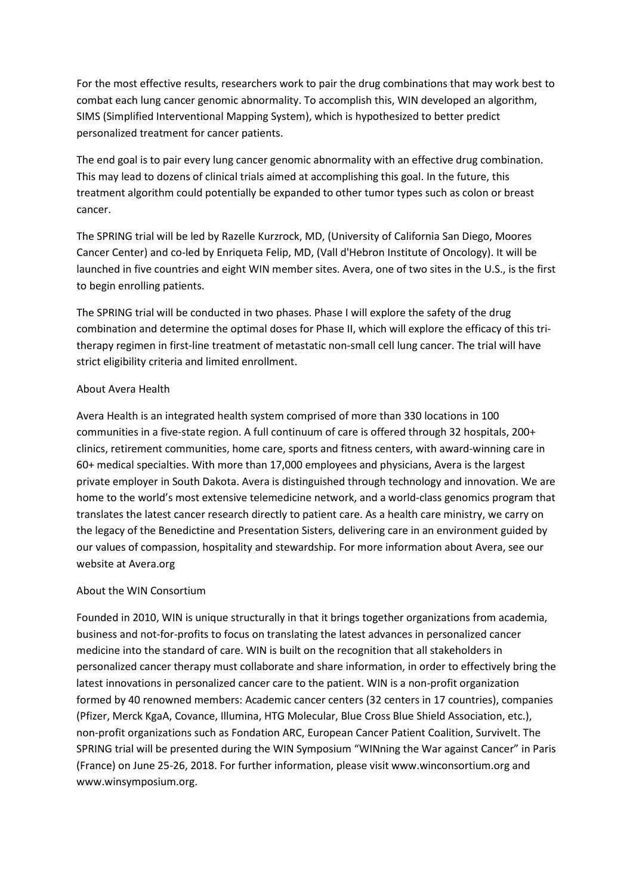For the most effective results, researchers work to pair the drug combinations that may work best to combat each lung cancer genomic abnormality. To accomplish this, WIN developed an algorithm, SIMS (Simplified Interventional Mapping System), which is hypothesized to better predict personalized treatment for cancer patients.

The end goal is to pair every lung cancer genomic abnormality with an effective drug combination. This may lead to dozens of clinical trials aimed at accomplishing this goal. In the future, this treatment algorithm could potentially be expanded to other tumor types such as colon or breast cancer.

The SPRING trial will be led by Razelle Kurzrock, MD, (University of California San Diego, Moores Cancer Center) and co-led by Enriqueta Felip, MD, (Vall d'Hebron Institute of Oncology). It will be launched in five countries and eight WIN member sites. Avera, one of two sites in the U.S., is the first to begin enrolling patients.

The SPRING trial will be conducted in two phases. Phase I will explore the safety of the drug combination and determine the optimal doses for Phase II, which will explore the efficacy of this tri-therapy regimen in first-line treatment of metastatic non-small cell lung cancer. The trial will have strict eligibility criteria and limited enrollment.

## About Avera Health

Avera Health is an integrated health system comprised of more than 330 locations in 100 communities in a five-state region. A full continuum of care is offered through 32 hospitals, 200+ clinics, retirement communities, home care, sports and fitness centers, with award-winning care in 60+ medical specialties. With more than 17,000 employees and physicians, Avera is the largest private employer in South Dakota. Avera is distinguished through technology and innovation. We are home to the world's most extensive telemedicine network, and a world-class genomics program that translates the latest cancer research directly to patient care. As a health care ministry, we carry on the legacy of the Benedictine and Presentation Sisters, delivering care in an environment guided by our values of compassion, hospitality and stewardship. For more information about Avera, see our website at Avera.org

## About the WIN Consortium

Founded in 2010, WIN is unique structurally in that it brings together organizations from academia, business and not-for-profits to focus on translating the latest advances in personalized cancer medicine into the standard of care. WIN is built on the recognition that all stakeholders in personalized cancer therapy must collaborate and share information, in order to effectively bring the latest innovations in personalized cancer care to the patient. WIN is a non-profit organization formed by 40 renowned members: Academic cancer centers (32 centers in 17 countries), companies (Pfizer, Merck KgaA, Covance, Illumina, HTG Molecular, Blue Cross Blue Shield Association, etc.), non-profit organizations such as Fondation ARC, European Cancer Patient Coalition, SurviveIt. The SPRING trial will be presented during the WIN Symposium "WINning the War against Cancer" in Paris (France) on June 25-26, 2018. For further information, please visit www.winconsortium.org and www.winsymposium.org.